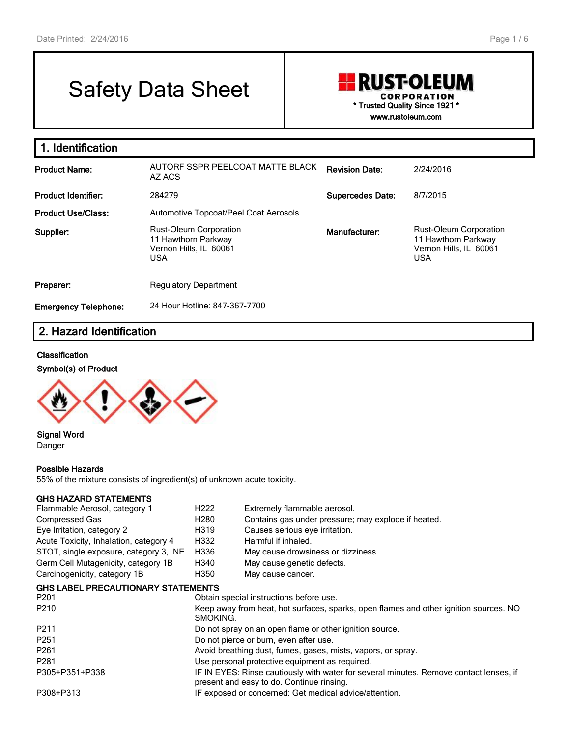# Safety Data Sheet

**RUST-OLEUM CORPORATION**
\* Trusted Quality Since 1921 \*
www.rustoleum.com

## 1. Identification

| | | | |
|---|---|---|---|
| **Product Name:** | AUTORF SSPR PEELCOAT MATTE BLACK AZ ACS | **Revision Date:** | 2/24/2016 |
| **Product Identifier:** | 284279 | **Supercedes Date:** | 8/7/2015 |
| **Product Use/Class:** | Automotive Topcoat/Peel Coat Aerosols | | |
| **Supplier:** | Rust-Oleum Corporation<br>11 Hawthorn Parkway<br>Vernon Hills, IL 60061<br>USA | **Manufacturer:** | Rust-Oleum Corporation<br>11 Hawthorn Parkway<br>Vernon Hills, IL 60061<br>USA |
| **Preparer:** | Regulatory Department | | |
| **Emergency Telephone:** | 24 Hour Hotline: 847-367-7700 | | |

## 2. Hazard Identification

**Classification**

**Symbol(s) of Product**

**Signal Word**
Danger

**Possible Hazards**
55% of the mixture consists of ingredient(s) of unknown acute toxicity.

**GHS HAZARD STATEMENTS**

| | | |
|---|---|---|
| Flammable Aerosol, category 1 | H222 | Extremely flammable aerosol. |
| Compressed Gas | H280 | Contains gas under pressure; may explode if heated. |
| Eye Irritation, category 2 | H319 | Causes serious eye irritation. |
| Acute Toxicity, Inhalation, category 4 | H332 | Harmful if inhaled. |
| STOT, single exposure, category 3, NE | H336 | May cause drowsiness or dizziness. |
| Germ Cell Mutagenicity, category 1B | H340 | May cause genetic defects. |
| Carcinogenicity, category 1B | H350 | May cause cancer. |

**GHS LABEL PRECAUTIONARY STATEMENTS**

| | |
|---|---|
| P201 | Obtain special instructions before use. |
| P210 | Keep away from heat, hot surfaces, sparks, open flames and other ignition sources. NO SMOKING. |
| P211 | Do not spray on an open flame or other ignition source. |
| P251 | Do not pierce or burn, even after use. |
| P261 | Avoid breathing dust, fumes, gases, mists, vapors, or spray. |
| P281 | Use personal protective equipment as required. |
| P305+P351+P338 | IF IN EYES: Rinse cautiously with water for several minutes. Remove contact lenses, if present and easy to do. Continue rinsing. |
| P308+P313 | IF exposed or concerned: Get medical advice/attention. |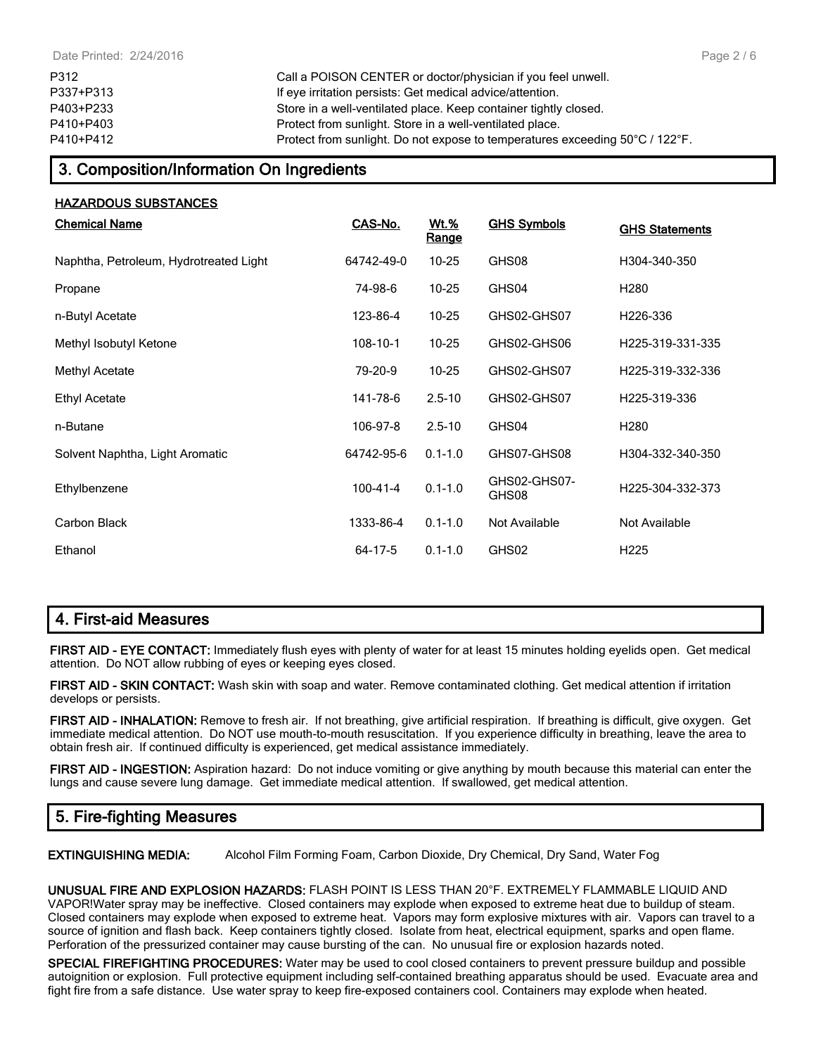| | |
|---|---|
| P312 | Call a POISON CENTER or doctor/physician if you feel unwell. |
| P337+P313 | If eye irritation persists: Get medical advice/attention. |
| P403+P233 | Store in a well-ventilated place. Keep container tightly closed. |
| P410+P403 | Protect from sunlight. Store in a well-ventilated place. |
| P410+P412 | Protect from sunlight. Do not expose to temperatures exceeding 50°C / 122°F. |

## 3. Composition/Information On Ingredients

**HAZARDOUS SUBSTANCES**

| Chemical Name | CAS-No. | Wt.% Range | GHS Symbols | GHS Statements |
|---|---|---|---|---|
| Naphtha, Petroleum, Hydrotreated Light | 64742-49-0 | 10-25 | GHS08 | H304-340-350 |
| Propane | 74-98-6 | 10-25 | GHS04 | H280 |
| n-Butyl Acetate | 123-86-4 | 10-25 | GHS02-GHS07 | H226-336 |
| Methyl Isobutyl Ketone | 108-10-1 | 10-25 | GHS02-GHS06 | H225-319-331-335 |
| Methyl Acetate | 79-20-9 | 10-25 | GHS02-GHS07 | H225-319-332-336 |
| Ethyl Acetate | 141-78-6 | 2.5-10 | GHS02-GHS07 | H225-319-336 |
| n-Butane | 106-97-8 | 2.5-10 | GHS04 | H280 |
| Solvent Naphtha, Light Aromatic | 64742-95-6 | 0.1-1.0 | GHS07-GHS08 | H304-332-340-350 |
| Ethylbenzene | 100-41-4 | 0.1-1.0 | GHS02-GHS07-GHS08 | H225-304-332-373 |
| Carbon Black | 1333-86-4 | 0.1-1.0 | Not Available | Not Available |
| Ethanol | 64-17-5 | 0.1-1.0 | GHS02 | H225 |

## 4. First-aid Measures

**FIRST AID - EYE CONTACT:** Immediately flush eyes with plenty of water for at least 15 minutes holding eyelids open. Get medical attention. Do NOT allow rubbing of eyes or keeping eyes closed.

**FIRST AID - SKIN CONTACT:** Wash skin with soap and water. Remove contaminated clothing. Get medical attention if irritation develops or persists.

**FIRST AID - INHALATION:** Remove to fresh air. If not breathing, give artificial respiration. If breathing is difficult, give oxygen. Get immediate medical attention. Do NOT use mouth-to-mouth resuscitation. If you experience difficulty in breathing, leave the area to obtain fresh air. If continued difficulty is experienced, get medical assistance immediately.

**FIRST AID - INGESTION:** Aspiration hazard: Do not induce vomiting or give anything by mouth because this material can enter the lungs and cause severe lung damage. Get immediate medical attention. If swallowed, get medical attention.

## 5. Fire-fighting Measures

**EXTINGUISHING MEDIA:** Alcohol Film Forming Foam, Carbon Dioxide, Dry Chemical, Dry Sand, Water Fog

**UNUSUAL FIRE AND EXPLOSION HAZARDS:** FLASH POINT IS LESS THAN 20°F. EXTREMELY FLAMMABLE LIQUID AND VAPOR!Water spray may be ineffective. Closed containers may explode when exposed to extreme heat due to buildup of steam. Closed containers may explode when exposed to extreme heat. Vapors may form explosive mixtures with air. Vapors can travel to a source of ignition and flash back. Keep containers tightly closed. Isolate from heat, electrical equipment, sparks and open flame. Perforation of the pressurized container may cause bursting of the can. No unusual fire or explosion hazards noted.

**SPECIAL FIREFIGHTING PROCEDURES:** Water may be used to cool closed containers to prevent pressure buildup and possible autoignition or explosion. Full protective equipment including self-contained breathing apparatus should be used. Evacuate area and fight fire from a safe distance. Use water spray to keep fire-exposed containers cool. Containers may explode when heated.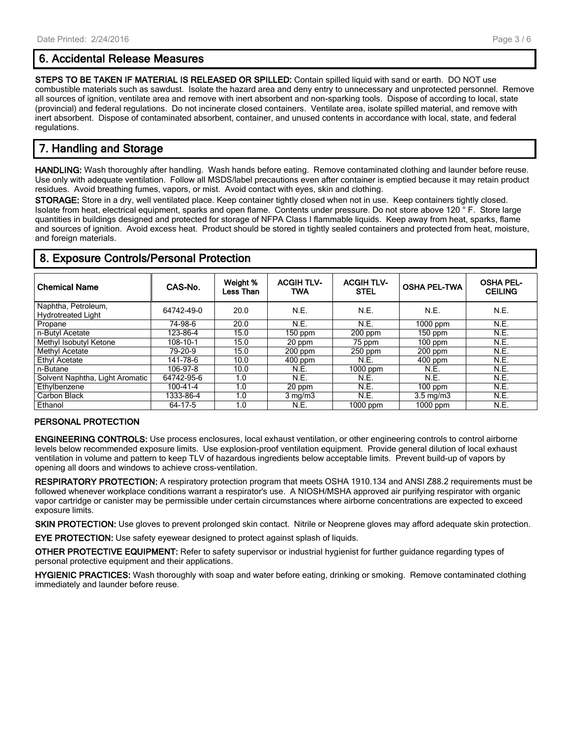## 6. Accidental Release Measures

**STEPS TO BE TAKEN IF MATERIAL IS RELEASED OR SPILLED:** Contain spilled liquid with sand or earth. DO NOT use combustible materials such as sawdust. Isolate the hazard area and deny entry to unnecessary and unprotected personnel. Remove all sources of ignition, ventilate area and remove with inert absorbent and non-sparking tools. Dispose of according to local, state (provincial) and federal regulations. Do not incinerate closed containers. Ventilate area, isolate spilled material, and remove with inert absorbent. Dispose of contaminated absorbent, container, and unused contents in accordance with local, state, and federal regulations.

## 7. Handling and Storage

**HANDLING:** Wash thoroughly after handling. Wash hands before eating. Remove contaminated clothing and launder before reuse. Use only with adequate ventilation. Follow all MSDS/label precautions even after container is emptied because it may retain product residues. Avoid breathing fumes, vapors, or mist. Avoid contact with eyes, skin and clothing.

**STORAGE:** Store in a dry, well ventilated place. Keep container tightly closed when not in use. Keep containers tightly closed. Isolate from heat, electrical equipment, sparks and open flame. Contents under pressure. Do not store above 120 ° F. Store large quantities in buildings designed and protected for storage of NFPA Class I flammable liquids. Keep away from heat, sparks, flame and sources of ignition. Avoid excess heat. Product should be stored in tightly sealed containers and protected from heat, moisture, and foreign materials.

## 8. Exposure Controls/Personal Protection

| Chemical Name | CAS-No. | Weight % Less Than | ACGIH TLV-TWA | ACGIH TLV-STEL | OSHA PEL-TWA | OSHA PEL-CEILING |
|---|---|---|---|---|---|---|
| Naphtha, Petroleum, Hydrotreated Light | 64742-49-0 | 20.0 | N.E. | N.E. | N.E. | N.E. |
| Propane | 74-98-6 | 20.0 | N.E. | N.E. | 1000 ppm | N.E. |
| n-Butyl Acetate | 123-86-4 | 15.0 | 150 ppm | 200 ppm | 150 ppm | N.E. |
| Methyl Isobutyl Ketone | 108-10-1 | 15.0 | 20 ppm | 75 ppm | 100 ppm | N.E. |
| Methyl Acetate | 79-20-9 | 15.0 | 200 ppm | 250 ppm | 200 ppm | N.E. |
| Ethyl Acetate | 141-78-6 | 10.0 | 400 ppm | N.E. | 400 ppm | N.E. |
| n-Butane | 106-97-8 | 10.0 | N.E. | 1000 ppm | N.E. | N.E. |
| Solvent Naphtha, Light Aromatic | 64742-95-6 | 1.0 | N.E. | N.E. | N.E. | N.E. |
| Ethylbenzene | 100-41-4 | 1.0 | 20 ppm | N.E. | 100 ppm | N.E. |
| Carbon Black | 1333-86-4 | 1.0 | 3 mg/m3 | N.E. | 3.5 mg/m3 | N.E. |
| Ethanol | 64-17-5 | 1.0 | N.E. | 1000 ppm | 1000 ppm | N.E. |

### PERSONAL PROTECTION

**ENGINEERING CONTROLS:** Use process enclosures, local exhaust ventilation, or other engineering controls to control airborne levels below recommended exposure limits. Use explosion-proof ventilation equipment. Provide general dilution of local exhaust ventilation in volume and pattern to keep TLV of hazardous ingredients below acceptable limits. Prevent build-up of vapors by opening all doors and windows to achieve cross-ventilation.

**RESPIRATORY PROTECTION:** A respiratory protection program that meets OSHA 1910.134 and ANSI Z88.2 requirements must be followed whenever workplace conditions warrant a respirator's use. A NIOSH/MSHA approved air purifying respirator with organic vapor cartridge or canister may be permissible under certain circumstances where airborne concentrations are expected to exceed exposure limits.

**SKIN PROTECTION:** Use gloves to prevent prolonged skin contact. Nitrile or Neoprene gloves may afford adequate skin protection.

**EYE PROTECTION:** Use safety eyewear designed to protect against splash of liquids.

**OTHER PROTECTIVE EQUIPMENT:** Refer to safety supervisor or industrial hygienist for further guidance regarding types of personal protective equipment and their applications.

**HYGIENIC PRACTICES:** Wash thoroughly with soap and water before eating, drinking or smoking. Remove contaminated clothing immediately and launder before reuse.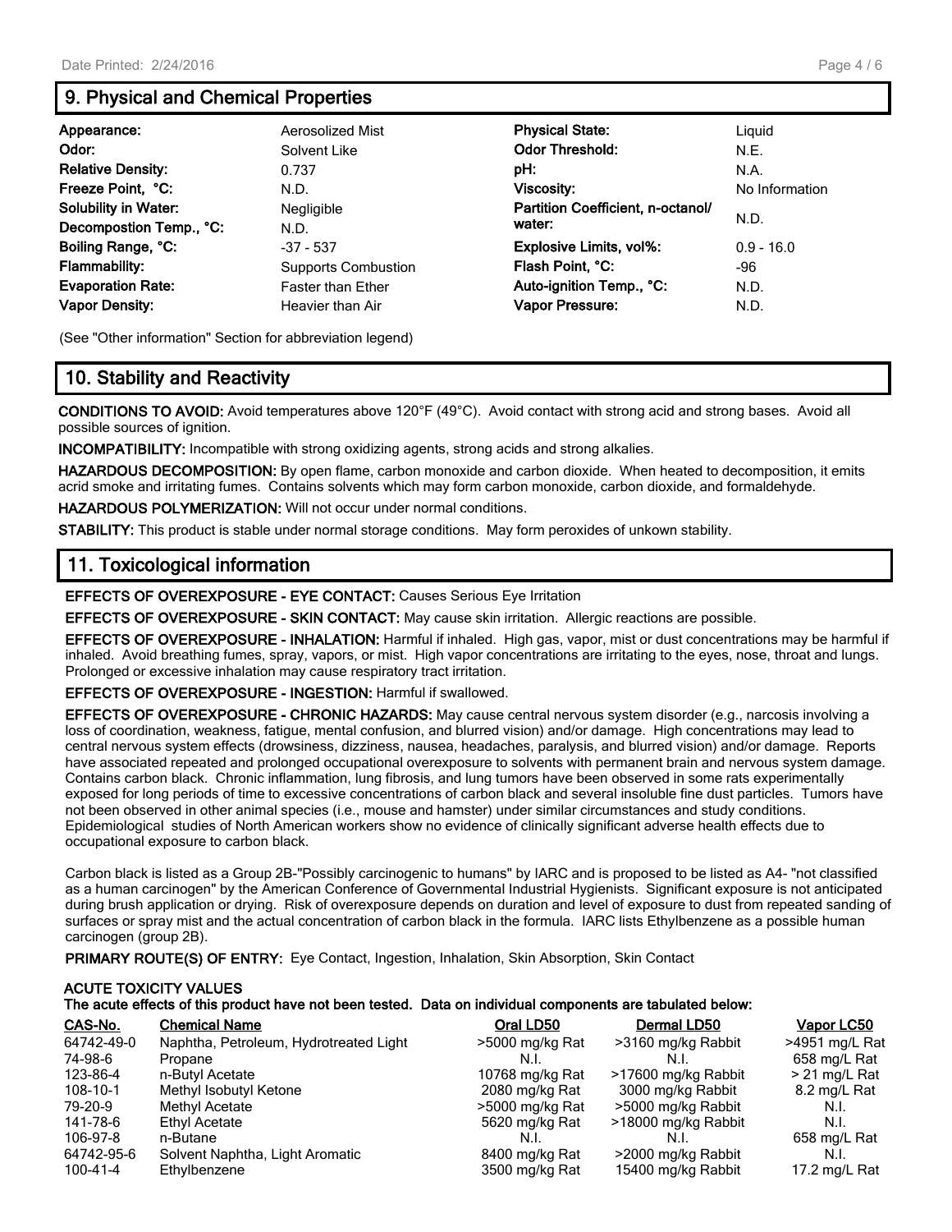## 9. Physical and Chemical Properties

| | | | |
|---|---|---|---|
| **Appearance:** | Aerosolized Mist | **Physical State:** | Liquid |
| **Odor:** | Solvent Like | **Odor Threshold:** | N.E. |
| **Relative Density:** | 0.737 | **pH:** | N.A. |
| **Freeze Point, °C:** | N.D. | **Viscosity:** | No Information |
| **Solubility in Water:** | Negligible | **Partition Coefficient, n-octanol/ water:** | N.D. |
| **Decompostion Temp., °C:** | N.D. | | |
| **Boiling Range, °C:** | -37 - 537 | **Explosive Limits, vol%:** | 0.9 - 16.0 |
| **Flammability:** | Supports Combustion | **Flash Point, °C:** | -96 |
| **Evaporation Rate:** | Faster than Ether | **Auto-ignition Temp., °C:** | N.D. |
| **Vapor Density:** | Heavier than Air | **Vapor Pressure:** | N.D. |

(See "Other information" Section for abbreviation legend)

## 10. Stability and Reactivity

**CONDITIONS TO AVOID:** Avoid temperatures above 120°F (49°C). Avoid contact with strong acid and strong bases. Avoid all possible sources of ignition.

**INCOMPATIBILITY:** Incompatible with strong oxidizing agents, strong acids and strong alkalies.

**HAZARDOUS DECOMPOSITION:** By open flame, carbon monoxide and carbon dioxide. When heated to decomposition, it emits acrid smoke and irritating fumes. Contains solvents which may form carbon monoxide, carbon dioxide, and formaldehyde.

**HAZARDOUS POLYMERIZATION:** Will not occur under normal conditions.

**STABILITY:** This product is stable under normal storage conditions. May form peroxides of unkown stability.

## 11. Toxicological information

**EFFECTS OF OVEREXPOSURE - EYE CONTACT:** Causes Serious Eye Irritation

**EFFECTS OF OVEREXPOSURE - SKIN CONTACT:** May cause skin irritation. Allergic reactions are possible.

**EFFECTS OF OVEREXPOSURE - INHALATION:** Harmful if inhaled. High gas, vapor, mist or dust concentrations may be harmful if inhaled. Avoid breathing fumes, spray, vapors, or mist. High vapor concentrations are irritating to the eyes, nose, throat and lungs. Prolonged or excessive inhalation may cause respiratory tract irritation.

**EFFECTS OF OVEREXPOSURE - INGESTION:** Harmful if swallowed.

**EFFECTS OF OVEREXPOSURE - CHRONIC HAZARDS:** May cause central nervous system disorder (e.g., narcosis involving a loss of coordination, weakness, fatigue, mental confusion, and blurred vision) and/or damage. High concentrations may lead to central nervous system effects (drowsiness, dizziness, nausea, headaches, paralysis, and blurred vision) and/or damage. Reports have associated repeated and prolonged occupational overexposure to solvents with permanent brain and nervous system damage. Contains carbon black. Chronic inflammation, lung fibrosis, and lung tumors have been observed in some rats experimentally exposed for long periods of time to excessive concentrations of carbon black and several insoluble fine dust particles. Tumors have not been observed in other animal species (i.e., mouse and hamster) under similar circumstances and study conditions. Epidemiological studies of North American workers show no evidence of clinically significant adverse health effects due to occupational exposure to carbon black.

Carbon black is listed as a Group 2B-"Possibly carcinogenic to humans" by IARC and is proposed to be listed as A4- "not classified as a human carcinogen" by the American Conference of Governmental Industrial Hygienists. Significant exposure is not anticipated during brush application or drying. Risk of overexposure depends on duration and level of exposure to dust from repeated sanding of surfaces or spray mist and the actual concentration of carbon black in the formula. IARC lists Ethylbenzene as a possible human carcinogen (group 2B).

**PRIMARY ROUTE(S) OF ENTRY:** Eye Contact, Ingestion, Inhalation, Skin Absorption, Skin Contact

**ACUTE TOXICITY VALUES**
**The acute effects of this product have not been tested. Data on individual components are tabulated below:**

| CAS-No. | Chemical Name | Oral LD50 | Dermal LD50 | Vapor LC50 |
|---|---|---|---|---|
| 64742-49-0 | Naphtha, Petroleum, Hydrotreated Light | >5000 mg/kg Rat | >3160 mg/kg Rabbit | >4951 mg/L Rat |
| 74-98-6 | Propane | N.I. | N.I. | 658 mg/L Rat |
| 123-86-4 | n-Butyl Acetate | 10768 mg/kg Rat | >17600 mg/kg Rabbit | > 21 mg/L Rat |
| 108-10-1 | Methyl Isobutyl Ketone | 2080 mg/kg Rat | 3000 mg/kg Rabbit | 8.2 mg/L Rat |
| 79-20-9 | Methyl Acetate | >5000 mg/kg Rat | >5000 mg/kg Rabbit | N.I. |
| 141-78-6 | Ethyl Acetate | 5620 mg/kg Rat | >18000 mg/kg Rabbit | N.I. |
| 106-97-8 | n-Butane | N.I. | N.I. | 658 mg/L Rat |
| 64742-95-6 | Solvent Naphtha, Light Aromatic | 8400 mg/kg Rat | >2000 mg/kg Rabbit | N.I. |
| 100-41-4 | Ethylbenzene | 3500 mg/kg Rat | 15400 mg/kg Rabbit | 17.2 mg/L Rat |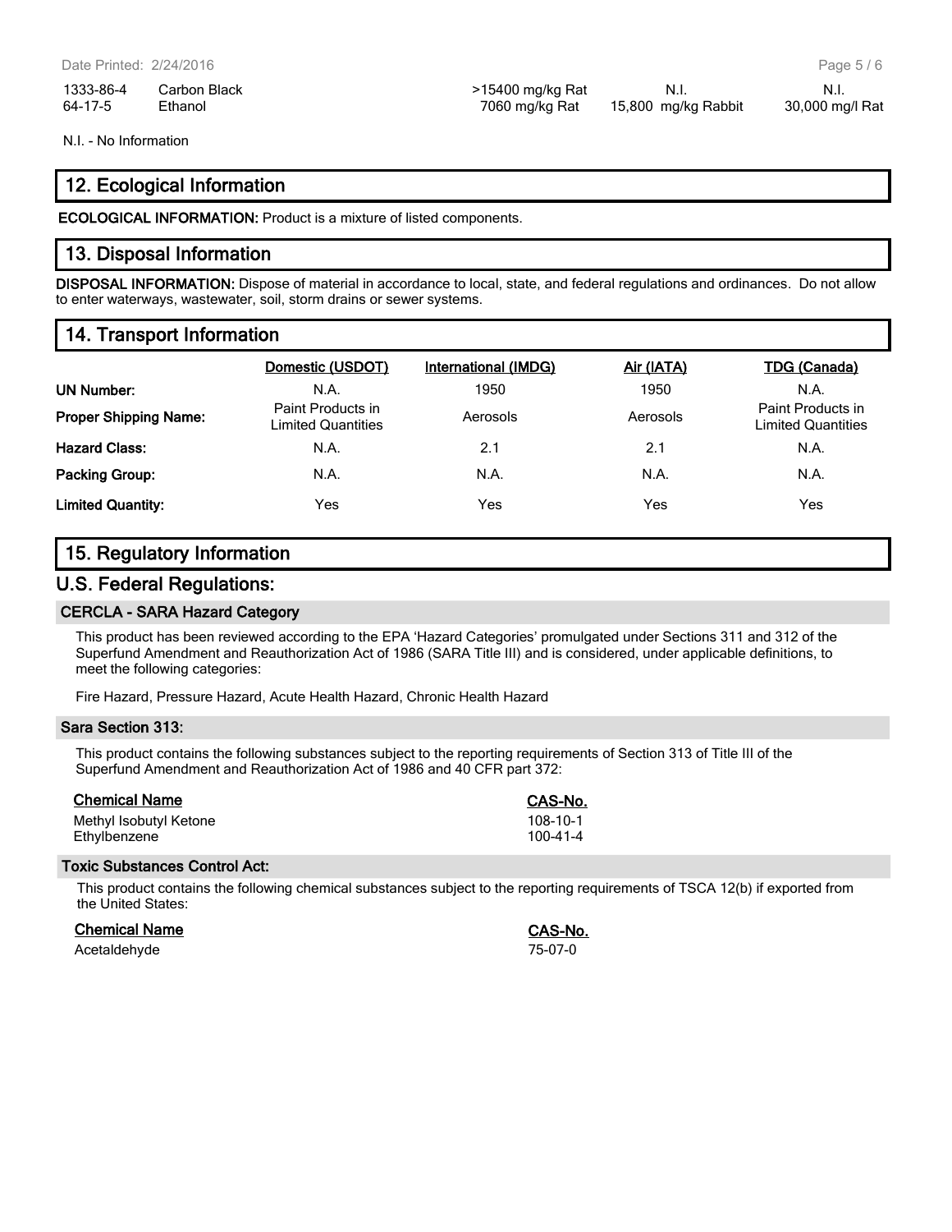| | | | | |
|---|---|---|---|---|
| 1333-86-4 | Carbon Black | >15400 mg/kg Rat | N.I. | N.I. |
| 64-17-5 | Ethanol | 7060 mg/kg Rat | 15,800 mg/kg Rabbit | 30,000 mg/l Rat |

N.I. - No Information

## 12. Ecological Information

**ECOLOGICAL INFORMATION:** Product is a mixture of listed components.

## 13. Disposal Information

**DISPOSAL INFORMATION:** Dispose of material in accordance to local, state, and federal regulations and ordinances. Do not allow to enter waterways, wastewater, soil, storm drains or sewer systems.

## 14. Transport Information

| | Domestic (USDOT) | International (IMDG) | Air (IATA) | TDG (Canada) |
|---|---|---|---|---|
| **UN Number:** | N.A. | 1950 | 1950 | N.A. |
| **Proper Shipping Name:** | Paint Products in Limited Quantities | Aerosols | Aerosols | Paint Products in Limited Quantities |
| **Hazard Class:** | N.A. | 2.1 | 2.1 | N.A. |
| **Packing Group:** | N.A. | N.A. | N.A. | N.A. |
| **Limited Quantity:** | Yes | Yes | Yes | Yes |

## 15. Regulatory Information

## U.S. Federal Regulations:

### CERCLA - SARA Hazard Category

This product has been reviewed according to the EPA 'Hazard Categories' promulgated under Sections 311 and 312 of the Superfund Amendment and Reauthorization Act of 1986 (SARA Title III) and is considered, under applicable definitions, to meet the following categories:

Fire Hazard, Pressure Hazard, Acute Health Hazard, Chronic Health Hazard

### Sara Section 313:

This product contains the following substances subject to the reporting requirements of Section 313 of Title III of the Superfund Amendment and Reauthorization Act of 1986 and 40 CFR part 372:

| Chemical Name | CAS-No. |
|---|---|
| Methyl Isobutyl Ketone | 108-10-1 |
| Ethylbenzene | 100-41-4 |

### Toxic Substances Control Act:

This product contains the following chemical substances subject to the reporting requirements of TSCA 12(b) if exported from the United States:

| Chemical Name | CAS-No. |
|---|---|
| Acetaldehyde | 75-07-0 |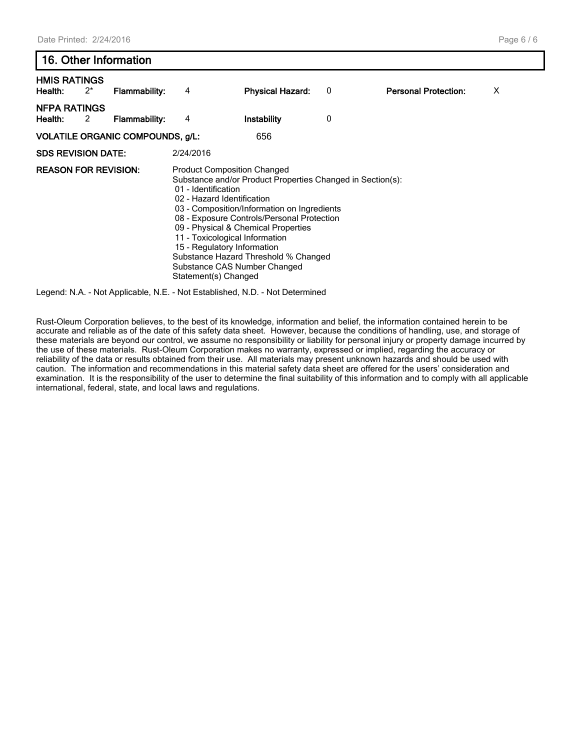## 16. Other Information

**HMIS RATINGS**

| | | | | | | | |
|---|---|---|---|---|---|---|---|
| **Health:** | 2* | **Flammability:** | 4 | **Physical Hazard:** | 0 | **Personal Protection:** | X |

**NFPA RATINGS**

| | | | | | |
|---|---|---|---|---|---|
| **Health:** | 2 | **Flammability:** | 4 | **Instability** | 0 |

**VOLATILE ORGANIC COMPOUNDS, g/L:** 656

**SDS REVISION DATE:** 2/24/2016

**REASON FOR REVISION:** Product Composition Changed
Substance and/or Product Properties Changed in Section(s):
01 - Identification
02 - Hazard Identification
03 - Composition/Information on Ingredients
08 - Exposure Controls/Personal Protection
09 - Physical & Chemical Properties
11 - Toxicological Information
15 - Regulatory Information
Substance Hazard Threshold % Changed
Substance CAS Number Changed
Statement(s) Changed

Legend: N.A. - Not Applicable, N.E. - Not Established, N.D. - Not Determined

Rust-Oleum Corporation believes, to the best of its knowledge, information and belief, the information contained herein to be accurate and reliable as of the date of this safety data sheet. However, because the conditions of handling, use, and storage of these materials are beyond our control, we assume no responsibility or liability for personal injury or property damage incurred by the use of these materials. Rust-Oleum Corporation makes no warranty, expressed or implied, regarding the accuracy or reliability of the data or results obtained from their use. All materials may present unknown hazards and should be used with caution. The information and recommendations in this material safety data sheet are offered for the users' consideration and examination. It is the responsibility of the user to determine the final suitability of this information and to comply with all applicable international, federal, state, and local laws and regulations.